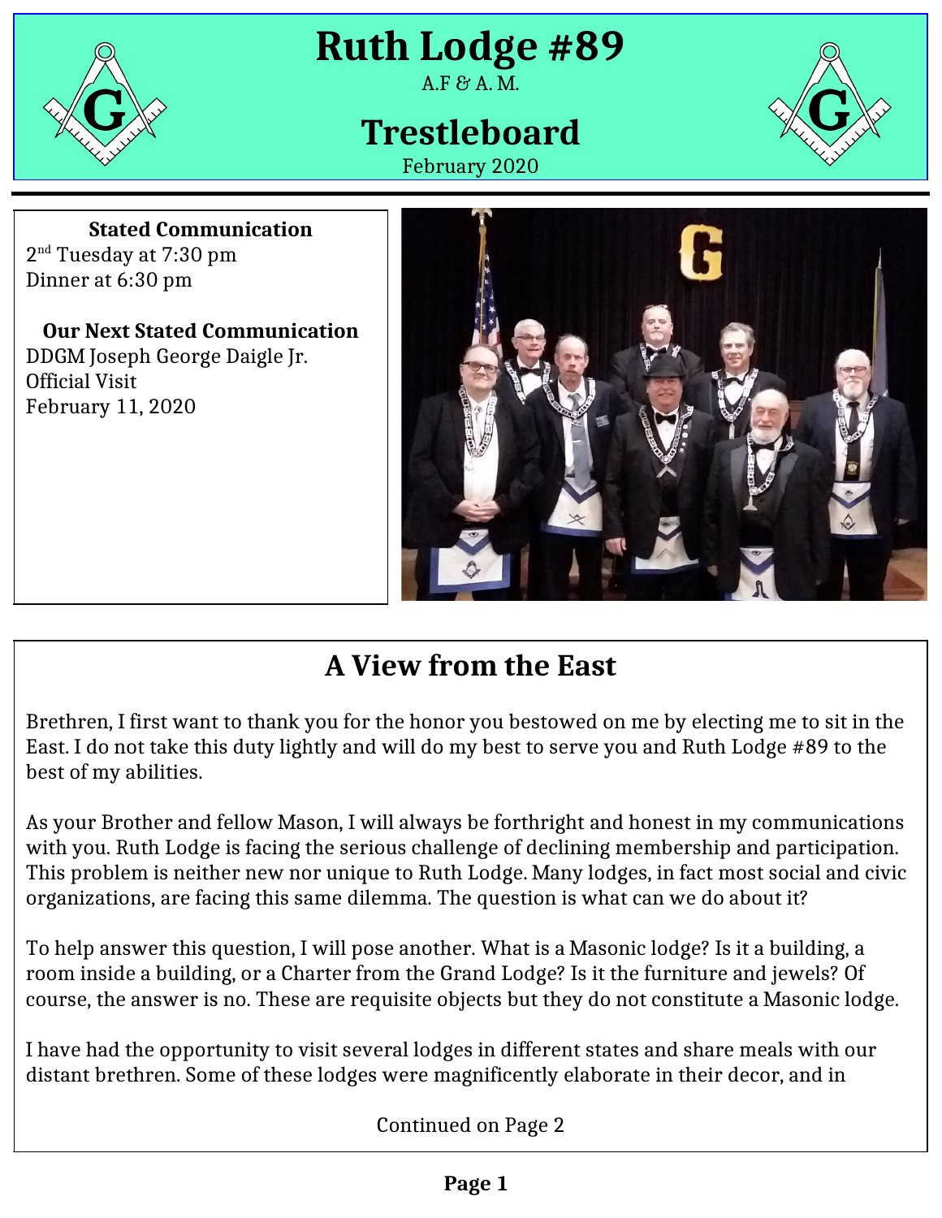# Ruth Lodge #89

A.F & A. M.

## Trestleboard

February 2020

**Stated Communication**

2nd Tuesday at 7:30 pm
Dinner at 6:30 pm

**Our Next Stated Communication**

DDGM Joseph George Daigle Jr.
Official Visit
February 11, 2020

## A View from the East

Brethren, I first want to thank you for the honor you bestowed on me by electing me to sit in the East. I do not take this duty lightly and will do my best to serve you and Ruth Lodge #89 to the best of my abilities.

As your Brother and fellow Mason, I will always be forthright and honest in my communications with you. Ruth Lodge is facing the serious challenge of declining membership and participation. This problem is neither new nor unique to Ruth Lodge. Many lodges, in fact most social and civic organizations, are facing this same dilemma. The question is what can we do about it?

To help answer this question, I will pose another. What is a Masonic lodge? Is it a building, a room inside a building, or a Charter from the Grand Lodge? Is it the furniture and jewels? Of course, the answer is no. These are requisite objects but they do not constitute a Masonic lodge.

I have had the opportunity to visit several lodges in different states and share meals with our distant brethren. Some of these lodges were magnificently elaborate in their decor, and in

Continued on Page 2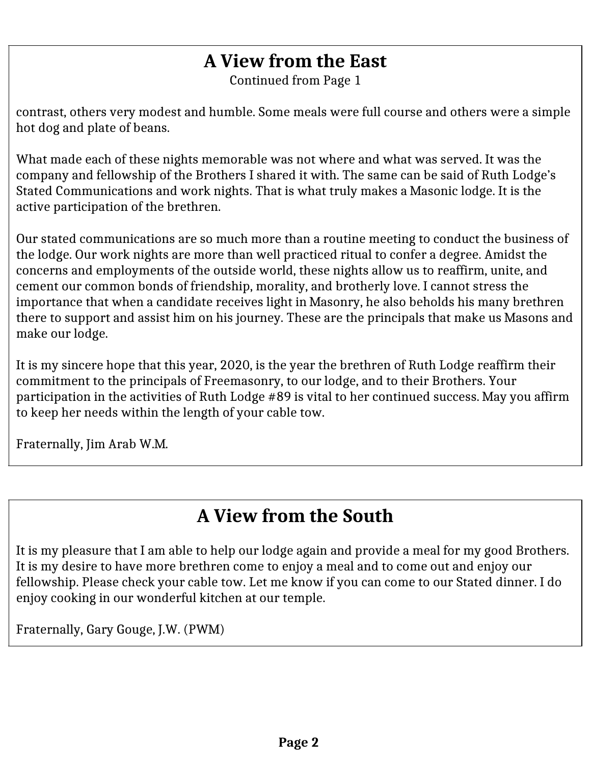## A View from the East

Continued from Page 1

contrast, others very modest and humble. Some meals were full course and others were a simple hot dog and plate of beans.

What made each of these nights memorable was not where and what was served. It was the company and fellowship of the Brothers I shared it with. The same can be said of Ruth Lodge's Stated Communications and work nights. That is what truly makes a Masonic lodge. It is the active participation of the brethren.

Our stated communications are so much more than a routine meeting to conduct the business of the lodge. Our work nights are more than well practiced ritual to confer a degree. Amidst the concerns and employments of the outside world, these nights allow us to reaffirm, unite, and cement our common bonds of friendship, morality, and brotherly love. I cannot stress the importance that when a candidate receives light in Masonry, he also beholds his many brethren there to support and assist him on his journey. These are the principals that make us Masons and make our lodge.

It is my sincere hope that this year, 2020, is the year the brethren of Ruth Lodge reaffirm their commitment to the principals of Freemasonry, to our lodge, and to their Brothers. Your participation in the activities of Ruth Lodge #89 is vital to her continued success. May you affirm to keep her needs within the length of your cable tow.

Fraternally, Jim Arab W.M.

## A View from the South

It is my pleasure that I am able to help our lodge again and provide a meal for my good Brothers. It is my desire to have more brethren come to enjoy a meal and to come out and enjoy our fellowship. Please check your cable tow. Let me know if you can come to our Stated dinner. I do enjoy cooking in our wonderful kitchen at our temple.

Fraternally, Gary Gouge, J.W. (PWM)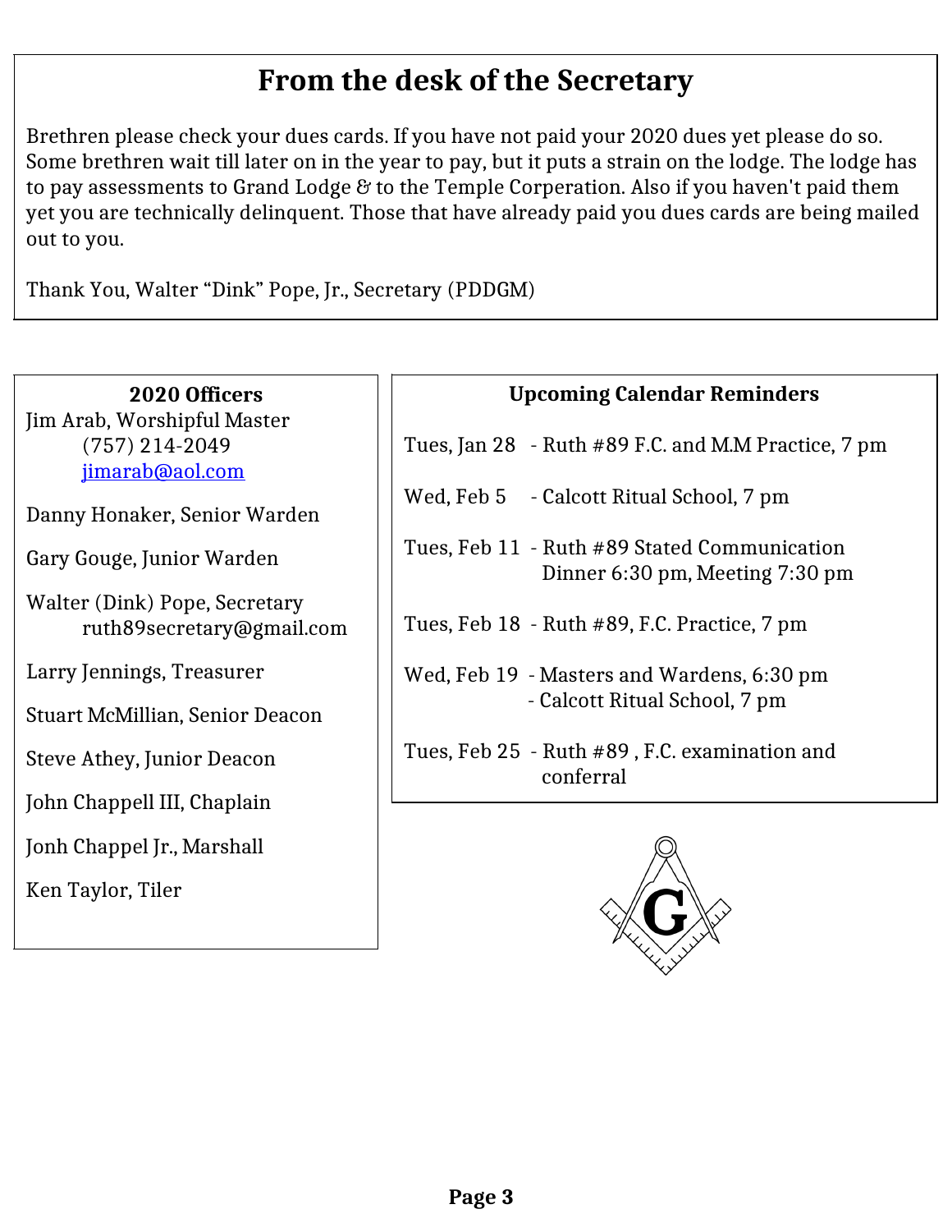## From the desk of the Secretary

Brethren please check your dues cards. If you have not paid your 2020 dues yet please do so. Some brethren wait till later on in the year to pay, but it puts a strain on the lodge. The lodge has to pay assessments to Grand Lodge & to the Temple Corperation. Also if you haven't paid them yet you are technically delinquent. Those that have already paid you dues cards are being mailed out to you.

Thank You, Walter "Dink" Pope, Jr., Secretary (PDDGM)

### 2020 Officers

Jim Arab, Worshipful Master
(757) 214-2049
jimarab@aol.com

Danny Honaker, Senior Warden

Gary Gouge, Junior Warden

Walter (Dink) Pope, Secretary
ruth89secretary@gmail.com

Larry Jennings, Treasurer

Stuart McMillian, Senior Deacon

Steve Athey, Junior Deacon

John Chappell III, Chaplain

Jonh Chappel Jr., Marshall

Ken Taylor, Tiler

### Upcoming Calendar Reminders

Tues, Jan 28 - Ruth #89 F.C. and M.M Practice, 7 pm

Wed, Feb 5 - Calcott Ritual School, 7 pm

Tues, Feb 11 - Ruth #89 Stated Communication
Dinner 6:30 pm, Meeting 7:30 pm

Tues, Feb 18 - Ruth #89, F.C. Practice, 7 pm

Wed, Feb 19 - Masters and Wardens, 6:30 pm
- Calcott Ritual School, 7 pm

Tues, Feb 25 - Ruth #89 , F.C. examination and conferral